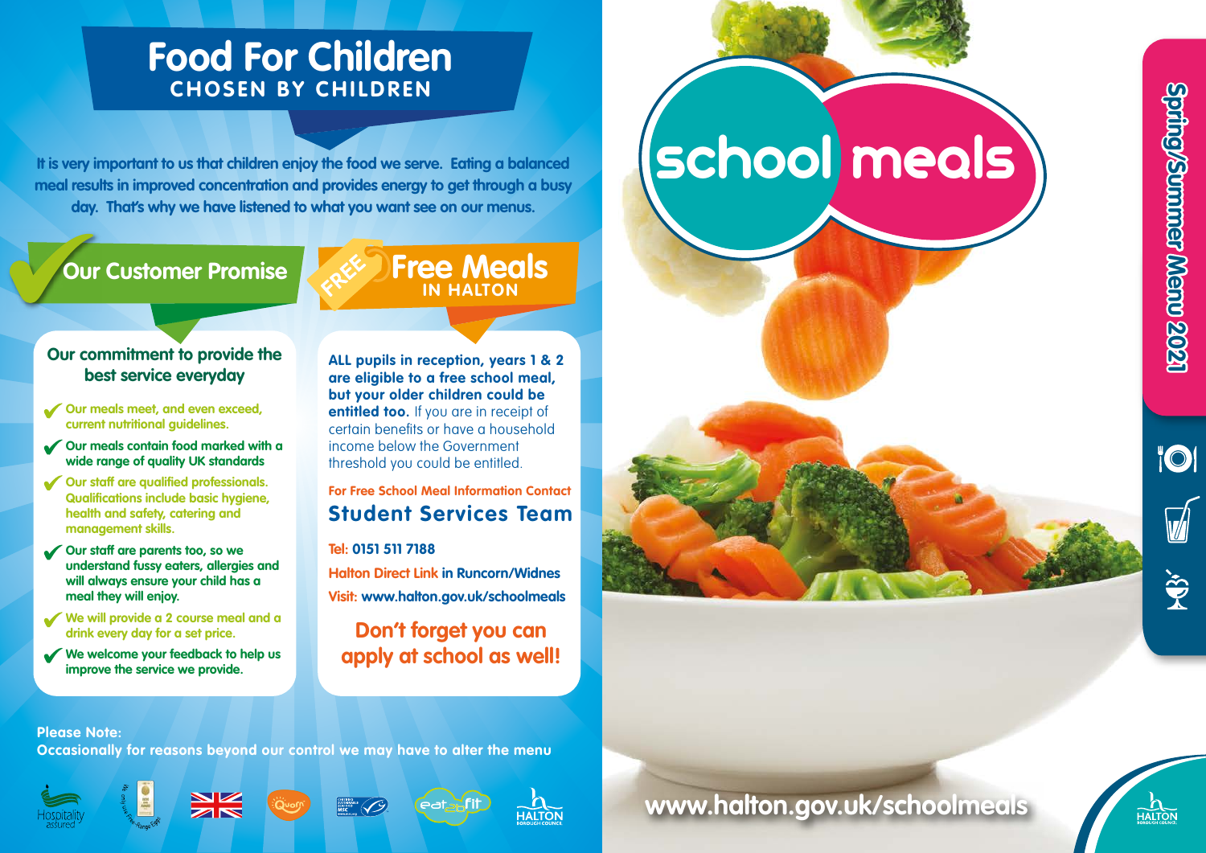# Food For Children

## CHOSEN BY CHILDREN

**It is very important to us that children enjoy the food we serve. Eating a balanced meal results in improved concentration and provides energy to get through a busy day. That's why we have listened to what you want see on our menus.**

## Our Customer Promise

### Our commitment to provide the best service everyday

- **Our meals meet, and even exceed, current nutritional guidelines.**
- **Our meals contain food marked with a wide range of quality UK standards**
- **Our staff are qualified professionals. Qualifications include basic hygiene, health and safety, catering and management skills.**
- **Our staff are parents too, so we understand fussy eaters, allergies and will always ensure your child has a meal they will enjoy.**
- **We will provide a 2 course meal and a drink every day for a set price.**
- **We welcome your feedback to help us improve the service we provide.**

## FREE Free Meals IN HALTON

**ALL pupils in reception, years 1 & 2 are eligible to a free school meal, but your older children could be entitled too.** If you are in receipt of certain benefits or have a household income below the Government threshold you could be entitled.

**For Free School Meal Information Contact**

### Student Services Team

**Tel: 0151 511 7188**

**Halton Direct Link in Runcorn/Widnes**

**Visit: www.halton.gov.uk/schoolmeals**

**Don't forget you can apply at school as well!**

**Please Note:**
**Occasionally for reasons beyond our control we may have to alter the menu**

# school meals

## Spring/Summer Menu 2021

**www.halton.gov.uk/schoolmeals**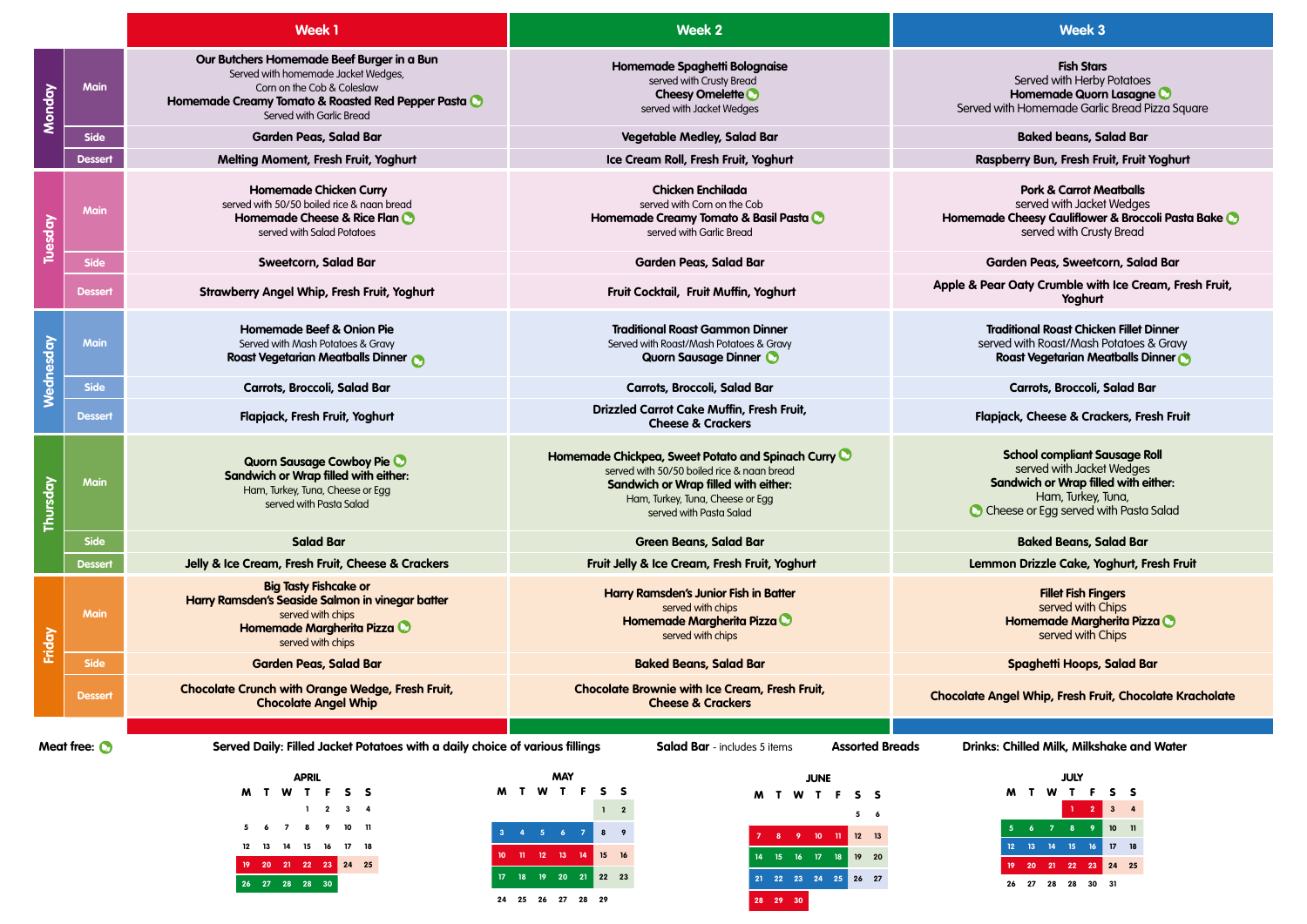| | | Week 1 | Week 2 | Week 3 |
|---|---|---|---|---|
| Monday | Main | **Our Butchers Homemade Beef Burger in a Bun** Served with homemade Jacket Wedges, Corn on the Cob & Coleslaw **Homemade Creamy Tomato & Roasted Red Pepper Pasta** (Meat free) Served with Garlic Bread | **Homemade Spaghetti Bolognaise** served with Crusty Bread **Cheesy Omelette** (Meat free) served with Jacket Wedges | **Fish Stars** Served with Herby Potatoes **Homemade Quorn Lasagne** (Meat free) Served with Homemade Garlic Bread Pizza Square |
| | Side | Garden Peas, Salad Bar | Vegetable Medley, Salad Bar | Baked beans, Salad Bar |
| | Dessert | Melting Moment, Fresh Fruit, Yoghurt | Ice Cream Roll, Fresh Fruit, Yoghurt | Raspberry Bun, Fresh Fruit, Fruit Yoghurt |
| Tuesday | Main | **Homemade Chicken Curry** served with 50/50 boiled rice & naan bread **Homemade Cheese & Rice Flan** (Meat free) served with Salad Potatoes | **Chicken Enchilada** served with Corn on the Cob **Homemade Creamy Tomato & Basil Pasta** (Meat free) served with Garlic Bread | **Pork & Carrot Meatballs** served with Jacket Wedges **Homemade Cheesy Cauliflower & Broccoli Pasta Bake** (Meat free) served with Crusty Bread |
| | Side | Sweetcorn, Salad Bar | Garden Peas, Salad Bar | Garden Peas, Sweetcorn, Salad Bar |
| | Dessert | Strawberry Angel Whip, Fresh Fruit, Yoghurt | Fruit Cocktail, Fruit Muffin, Yoghurt | Apple & Pear Oaty Crumble with Ice Cream, Fresh Fruit, Yoghurt |
| Wednesday | Main | **Homemade Beef & Onion Pie** Served with Mash Potatoes & Gravy **Roast Vegetarian Meatballs Dinner** (Meat free) | **Traditional Roast Gammon Dinner** Served with Roast/Mash Potatoes & Gravy **Quorn Sausage Dinner** (Meat free) | **Traditional Roast Chicken Fillet Dinner** served with Roast/Mash Potatoes & Gravy **Roast Vegetarian Meatballs Dinner** (Meat free) |
| | Side | Carrots, Broccoli, Salad Bar | Carrots, Broccoli, Salad Bar | Carrots, Broccoli, Salad Bar |
| | Dessert | Flapjack, Fresh Fruit, Yoghurt | Drizzled Carrot Cake Muffin, Fresh Fruit, Cheese & Crackers | Flapjack, Cheese & Crackers, Fresh Fruit |
| Thursday | Main | **Quorn Sausage Cowboy Pie** (Meat free) **Sandwich or Wrap filled with either:** Ham, Turkey, Tuna, Cheese or Egg served with Pasta Salad | **Homemade Chickpea, Sweet Potato and Spinach Curry** (Meat free) served with 50/50 boiled rice & naan bread **Sandwich or Wrap filled with either:** Ham, Turkey, Tuna, Cheese or Egg served with Pasta Salad | **School compliant Sausage Roll** served with Jacket Wedges **Sandwich or Wrap filled with either:** Ham, Turkey, Tuna, (Meat free) Cheese or Egg served with Pasta Salad |
| | Side | Salad Bar | Green Beans, Salad Bar | Baked Beans, Salad Bar |
| | Dessert | Jelly & Ice Cream, Fresh Fruit, Cheese & Crackers | Fruit Jelly & Ice Cream, Fresh Fruit, Yoghurt | Lemmon Drizzle Cake, Yoghurt, Fresh Fruit |
| Friday | Main | **Big Tasty Fishcake or Harry Ramsden's Seaside Salmon in vinegar batter** served with chips **Homemade Margherita Pizza** (Meat free) served with chips | **Harry Ramsden's Junior Fish in Batter** served with chips **Homemade Margherita Pizza** (Meat free) served with chips | **Fillet Fish Fingers** served with Chips **Homemade Margherita Pizza** (Meat free) served with Chips |
| | Side | Garden Peas, Salad Bar | Baked Beans, Salad Bar | Spaghetti Hoops, Salad Bar |
| | Dessert | Chocolate Crunch with Orange Wedge, Fresh Fruit, Chocolate Angel Whip | Chocolate Brownie with Ice Cream, Fresh Fruit, Cheese & Crackers | Chocolate Angel Whip, Fresh Fruit, Chocolate Kracholate |

**Meat free:** (symbol) **Served Daily: Filled Jacket Potatoes with a daily choice of various fillings** **Salad Bar** - includes 5 items **Assorted Breads** **Drinks: Chilled Milk, Milkshake and Water**

**APRIL**

| M | T | W | T | F | S | S |
|---|---|---|---|---|---|---|
| | | | 1 | 2 | 3 | 4 |
| 5 | 6 | 7 | 8 | 9 | 10 | 11 |
| 12 | 13 | 14 | 15 | 16 | 17 | 18 |
| 19 | 20 | 21 | 22 | 23 | 24 | 25 |
| 26 | 27 | 28 | 29 | 30 | | |

**MAY**

| M | T | W | T | F | S | S |
|---|---|---|---|---|---|---|
| | | | | | 1 | 2 |
| 3 | 4 | 5 | 6 | 7 | 8 | 9 |
| 10 | 11 | 12 | 13 | 14 | 15 | 16 |
| 17 | 18 | 19 | 20 | 21 | 22 | 23 |
| 24 | 25 | 26 | 27 | 28 | 29 | |

**JUNE**

| M | T | W | T | F | S | S |
|---|---|---|---|---|---|---|
| | | | | | 5 | 6 |
| 7 | 8 | 9 | 10 | 11 | 12 | 13 |
| 14 | 15 | 16 | 17 | 18 | 19 | 20 |
| 21 | 22 | 23 | 24 | 25 | 26 | 27 |
| 28 | 29 | 30 | | | | |

**JULY**

| M | T | W | T | F | S | S |
|---|---|---|---|---|---|---|
| | | | 1 | 2 | 3 | 4 |
| 5 | 6 | 7 | 8 | 9 | 10 | 11 |
| 12 | 13 | 14 | 15 | 16 | 17 | 18 |
| 19 | 20 | 21 | 22 | 23 | 24 | 25 |
| 26 | 27 | 28 | 29 | 30 | 31 | |